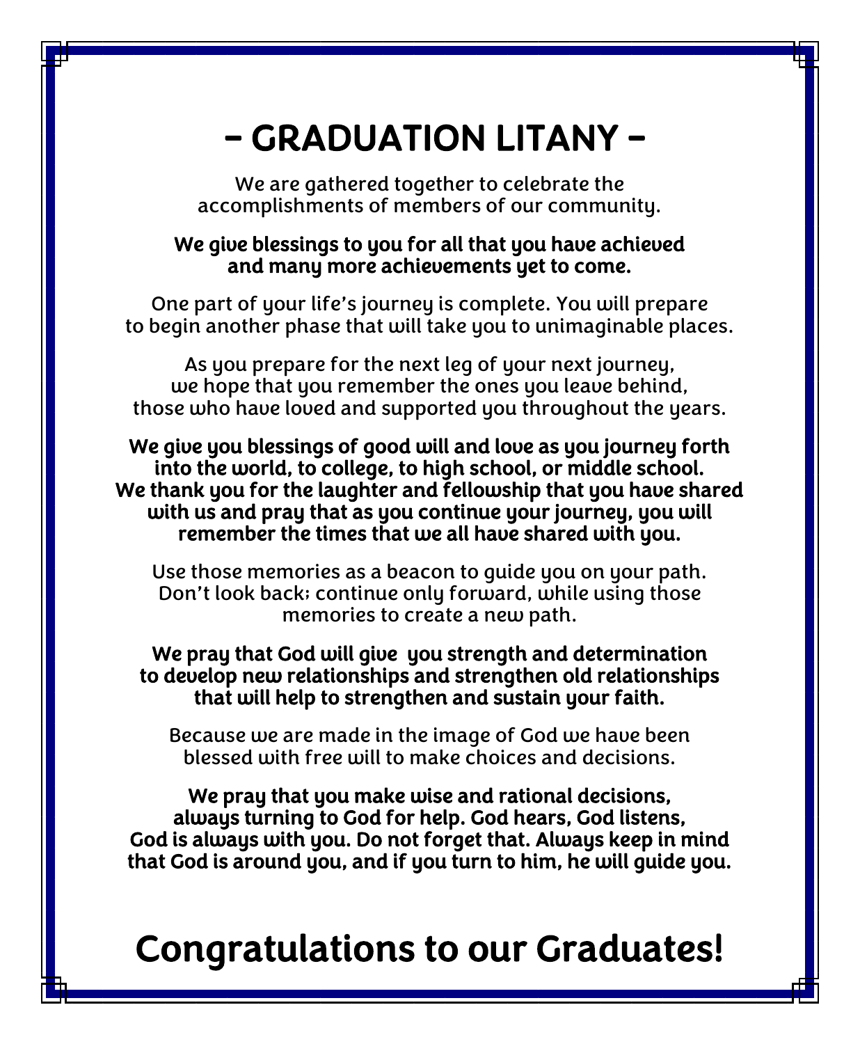# - GRADUATION LITANY -

We are gathered together to celebrate the accomplishments of members of our community.

**We give blessings to you for all that you have achieved and many more achievements yet to come.**

One part of your life's journey is complete. You will prepare to begin another phase that will take you to unimaginable places.

As you prepare for the next leg of your next journey, we hope that you remember the ones you leave behind, those who have loved and supported you throughout the years.

**We give you blessings of good will and love as you journey forth into the world, to college, to high school, or middle school. We thank you for the laughter and fellowship that you have shared with us and pray that as you continue your journey, you will remember the times that we all have shared with you.**

Use those memories as a beacon to guide you on your path. Don't look back; continue only forward, while using those memories to create a new path.

**We pray that God will give  you strength and determination to develop new relationships and strengthen old relationships that will help to strengthen and sustain your faith.**

Because we are made in the image of God we have been blessed with free will to make choices and decisions.

**We pray that you make wise and rational decisions, always turning to God for help. God hears, God listens, God is always with you. Do not forget that. Always keep in mind that God is around you, and if you turn to him, he will guide you.**

## Congratulations to our Graduates!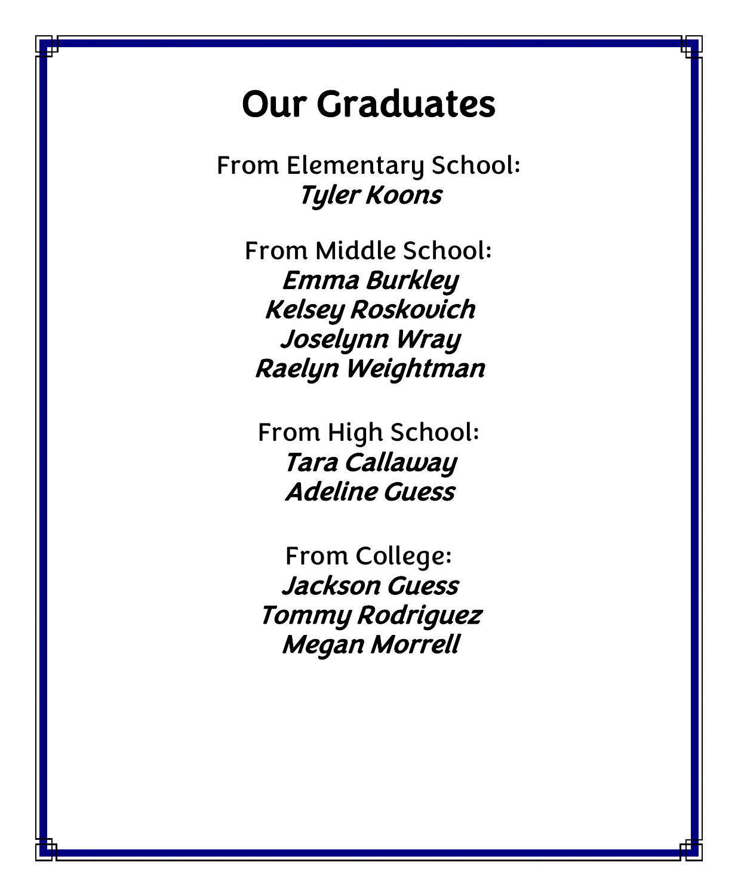# Our Graduates

From Elementary School:
***Tyler Koons***

From Middle School:
***Emma Burkley***
***Kelsey Roskovich***
***Joselynn Wray***
***Raelyn Weightman***

From High School:
***Tara Callaway***
***Adeline Guess***

From College:
***Jackson Guess***
***Tommy Rodriguez***
***Megan Morrell***